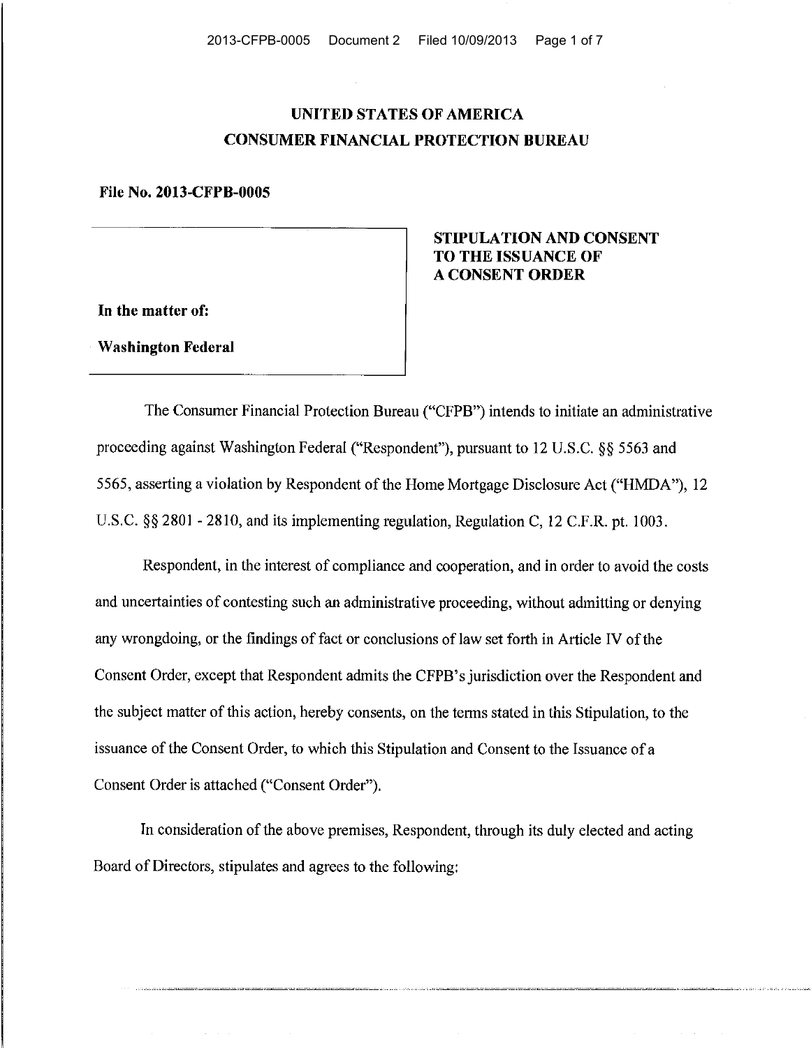**UNITED STATES OF AMERICA**
**CONSUMER FINANCIAL PROTECTION BUREAU**

**File No. 2013-CFPB-0005**

**STIPULATION AND CONSENT TO THE ISSUANCE OF A CONSENT ORDER**

**In the matter of:**

**Washington Federal**

The Consumer Financial Protection Bureau ("CFPB") intends to initiate an administrative proceeding against Washington Federal ("Respondent"), pursuant to 12 U.S.C. §§ 5563 and 5565, asserting a violation by Respondent of the Home Mortgage Disclosure Act ("HMDA"), 12 U.S.C. §§ 2801 - 2810, and its implementing regulation, Regulation C, 12 C.F.R. pt. 1003.

Respondent, in the interest of compliance and cooperation, and in order to avoid the costs and uncertainties of contesting such an administrative proceeding, without admitting or denying any wrongdoing, or the findings of fact or conclusions of law set forth in Article IV of the Consent Order, except that Respondent admits the CFPB's jurisdiction over the Respondent and the subject matter of this action, hereby consents, on the terms stated in this Stipulation, to the issuance of the Consent Order, to which this Stipulation and Consent to the Issuance of a Consent Order is attached ("Consent Order").

In consideration of the above premises, Respondent, through its duly elected and acting Board of Directors, stipulates and agrees to the following: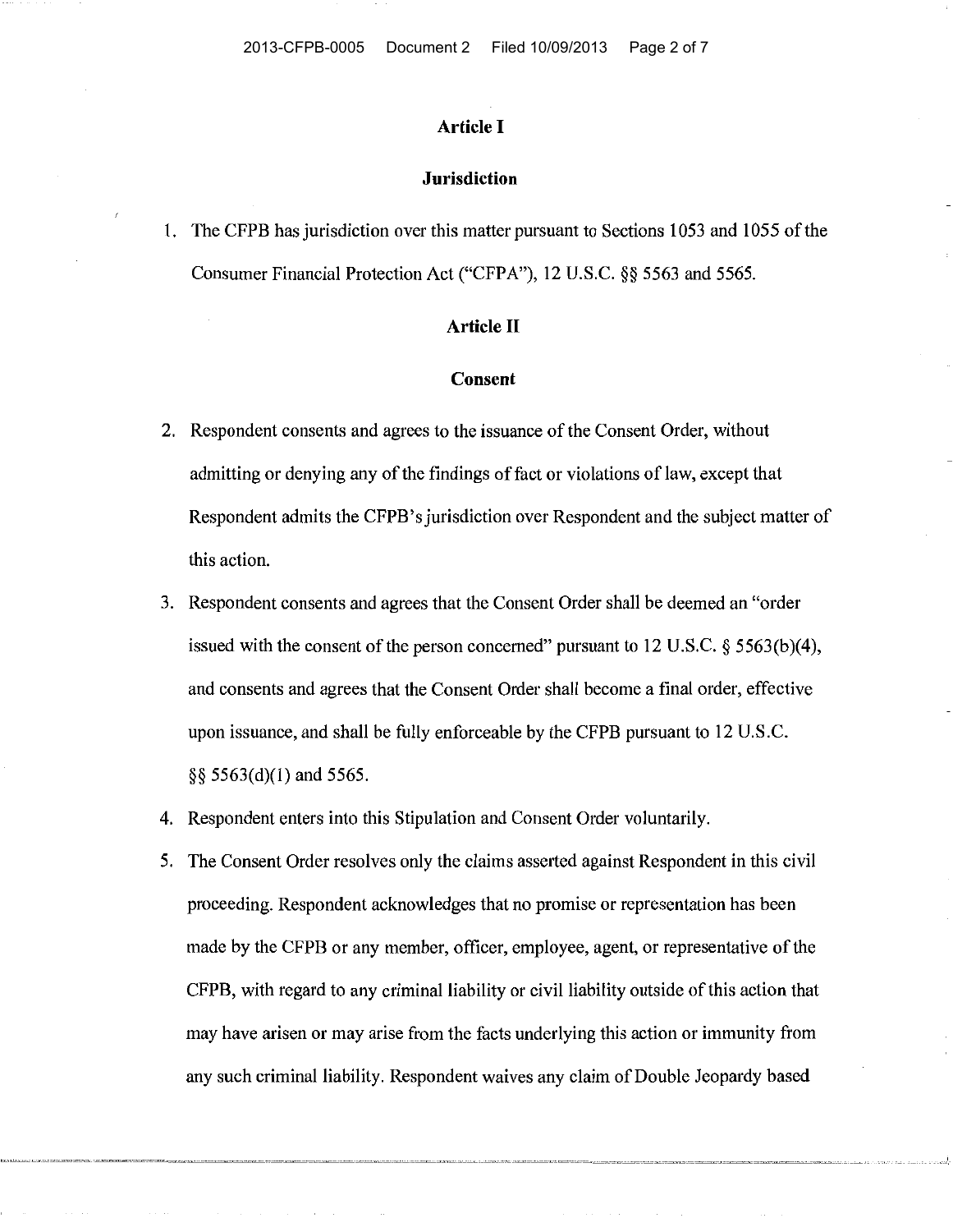## Article I

## Jurisdiction

1. The CFPB has jurisdiction over this matter pursuant to Sections 1053 and 1055 of the Consumer Financial Protection Act ("CFPA"), 12 U.S.C. §§ 5563 and 5565.

## Article II

## Consent

2. Respondent consents and agrees to the issuance of the Consent Order, without admitting or denying any of the findings of fact or violations of law, except that Respondent admits the CFPB's jurisdiction over Respondent and the subject matter of this action.
3. Respondent consents and agrees that the Consent Order shall be deemed an "order issued with the consent of the person concerned" pursuant to 12 U.S.C. § 5563(b)(4), and consents and agrees that the Consent Order shall become a final order, effective upon issuance, and shall be fully enforceable by the CFPB pursuant to 12 U.S.C. §§ 5563(d)(1) and 5565.
4. Respondent enters into this Stipulation and Consent Order voluntarily.
5. The Consent Order resolves only the claims asserted against Respondent in this civil proceeding. Respondent acknowledges that no promise or representation has been made by the CFPB or any member, officer, employee, agent, or representative of the CFPB, with regard to any criminal liability or civil liability outside of this action that may have arisen or may arise from the facts underlying this action or immunity from any such criminal liability. Respondent waives any claim of Double Jeopardy based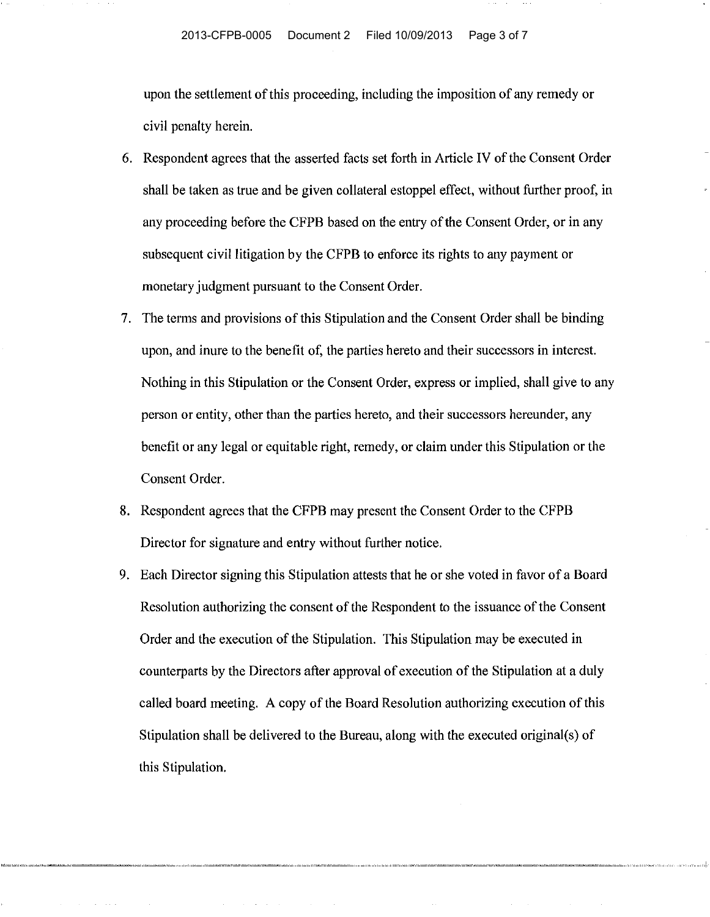upon the settlement of this proceeding, including the imposition of any remedy or civil penalty herein.

6. Respondent agrees that the asserted facts set forth in Article IV of the Consent Order shall be taken as true and be given collateral estoppel effect, without further proof, in any proceeding before the CFPB based on the entry of the Consent Order, or in any subsequent civil litigation by the CFPB to enforce its rights to any payment or monetary judgment pursuant to the Consent Order.
7. The terms and provisions of this Stipulation and the Consent Order shall be binding upon, and inure to the benefit of, the parties hereto and their successors in interest. Nothing in this Stipulation or the Consent Order, express or implied, shall give to any person or entity, other than the parties hereto, and their successors hereunder, any benefit or any legal or equitable right, remedy, or claim under this Stipulation or the Consent Order.
8. Respondent agrees that the CFPB may present the Consent Order to the CFPB Director for signature and entry without further notice.
9. Each Director signing this Stipulation attests that he or she voted in favor of a Board Resolution authorizing the consent of the Respondent to the issuance of the Consent Order and the execution of the Stipulation. This Stipulation may be executed in counterparts by the Directors after approval of execution of the Stipulation at a duly called board meeting. A copy of the Board Resolution authorizing execution of this Stipulation shall be delivered to the Bureau, along with the executed original(s) of this Stipulation.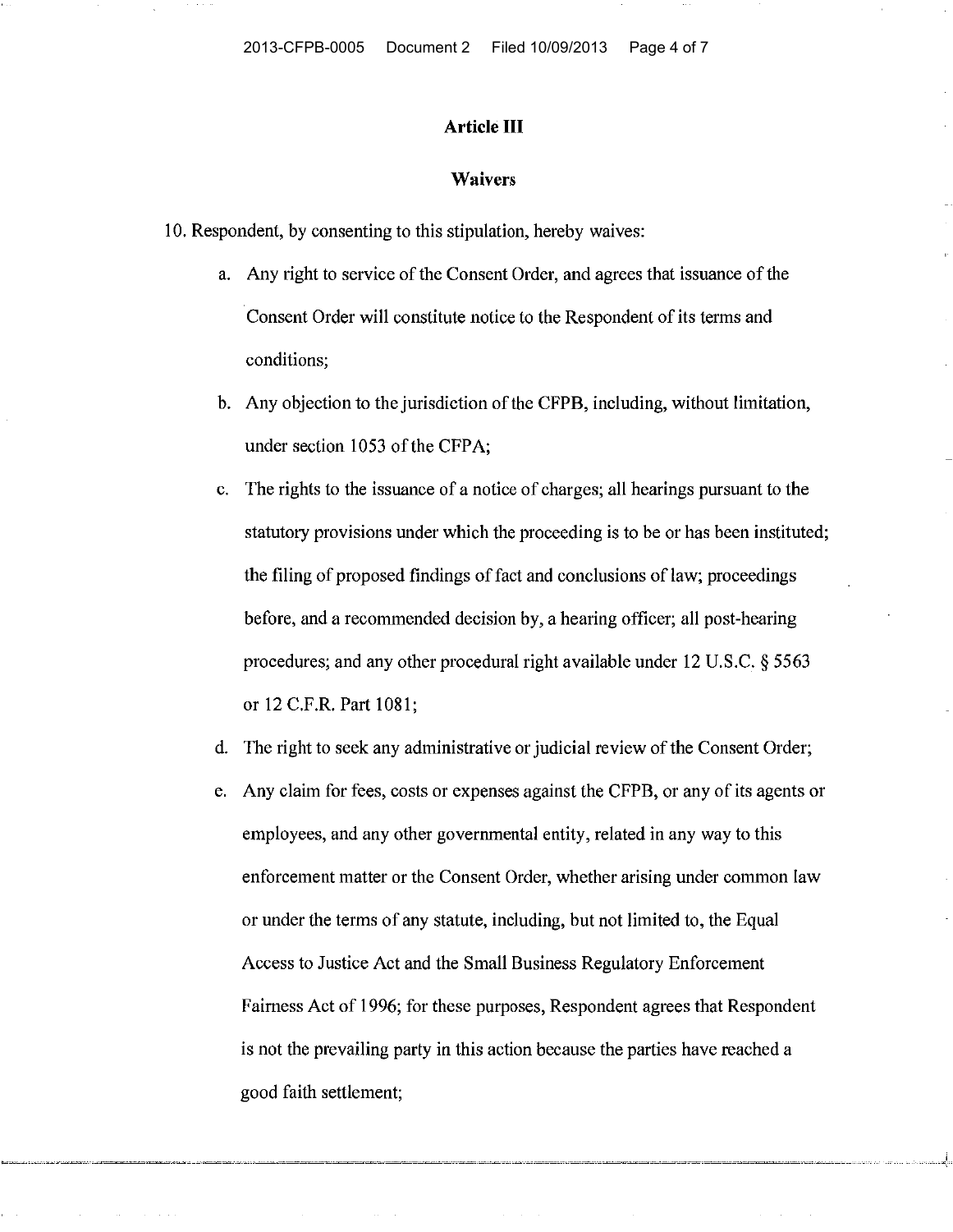## Article III

## Waivers

10. Respondent, by consenting to this stipulation, hereby waives:

   a. Any right to service of the Consent Order, and agrees that issuance of the Consent Order will constitute notice to the Respondent of its terms and conditions;

   b. Any objection to the jurisdiction of the CFPB, including, without limitation, under section 1053 of the CFPA;

   c. The rights to the issuance of a notice of charges; all hearings pursuant to the statutory provisions under which the proceeding is to be or has been instituted; the filing of proposed findings of fact and conclusions of law; proceedings before, and a recommended decision by, a hearing officer; all post-hearing procedures; and any other procedural right available under 12 U.S.C. § 5563 or 12 C.F.R. Part 1081;

   d. The right to seek any administrative or judicial review of the Consent Order;

   e. Any claim for fees, costs or expenses against the CFPB, or any of its agents or employees, and any other governmental entity, related in any way to this enforcement matter or the Consent Order, whether arising under common law or under the terms of any statute, including, but not limited to, the Equal Access to Justice Act and the Small Business Regulatory Enforcement Fairness Act of 1996; for these purposes, Respondent agrees that Respondent is not the prevailing party in this action because the parties have reached a good faith settlement;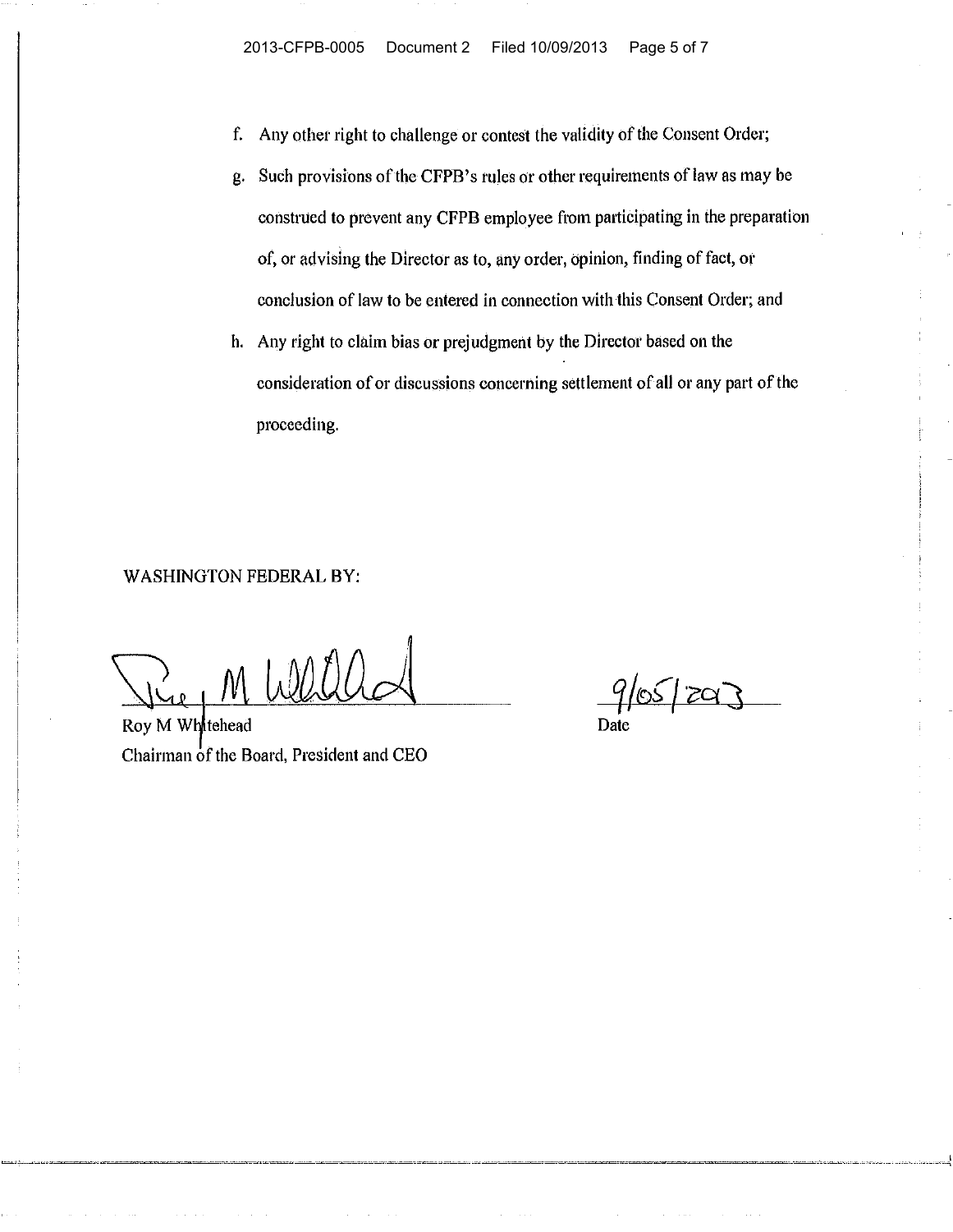f. Any other right to challenge or contest the validity of the Consent Order;

g. Such provisions of the CFPB's rules or other requirements of law as may be construed to prevent any CFPB employee from participating in the preparation of, or advising the Director as to, any order, opinion, finding of fact, or conclusion of law to be entered in connection with this Consent Order; and

h. Any right to claim bias or prejudgment by the Director based on the consideration of or discussions concerning settlement of all or any part of the proceeding.

WASHINGTON FEDERAL BY:

Roy M Whitehead
Chairman of the Board, President and CEO

9/05/2013
Date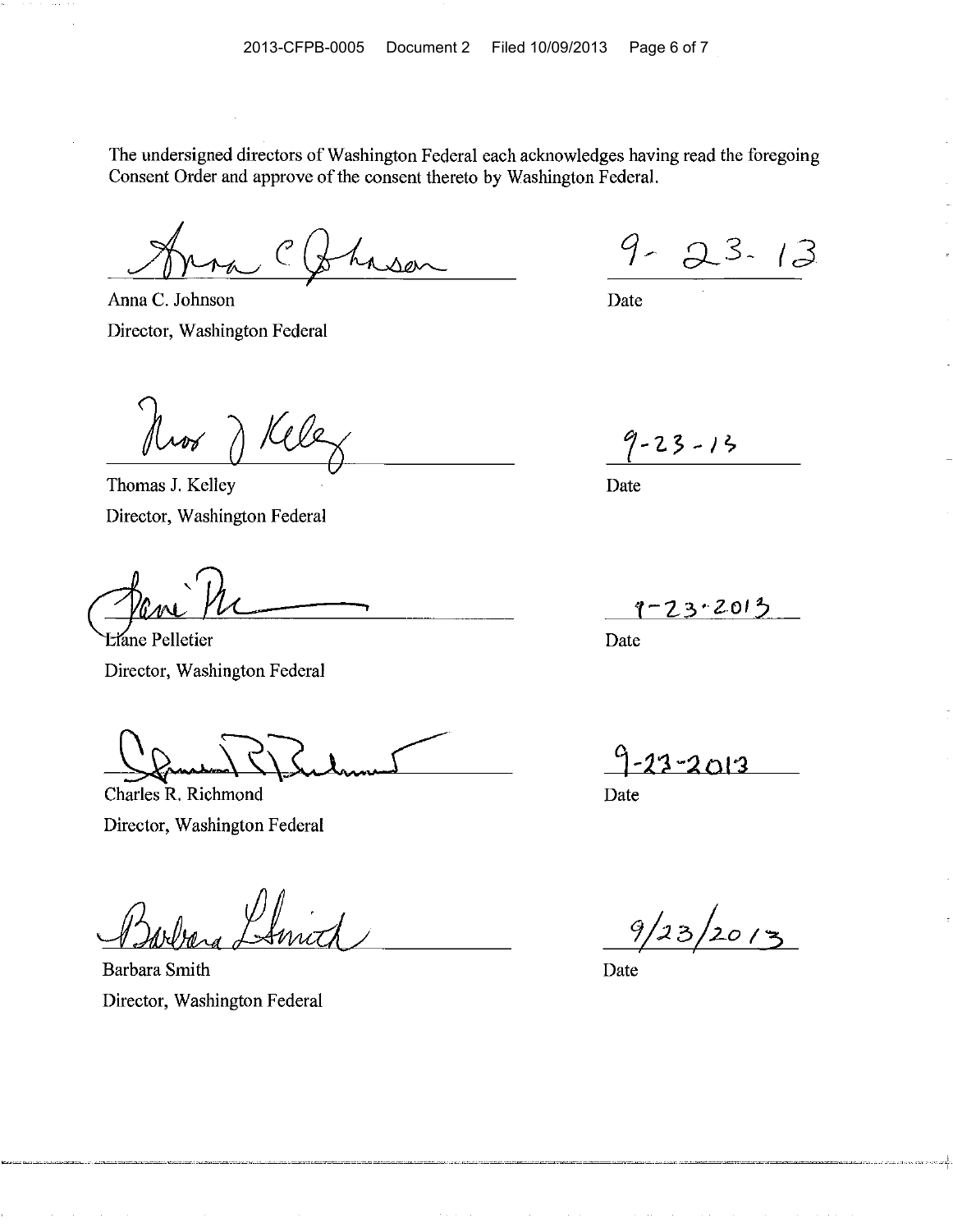The undersigned directors of Washington Federal each acknowledges having read the foregoing Consent Order and approve of the consent thereto by Washington Federal.

| | |
|---|---|
| Anna C. Johnson<br>Director, Washington Federal | 9-23-13<br>Date |
| Thomas J. Kelley<br>Director, Washington Federal | 9-23-13<br>Date |
| Liane Pelletier<br>Director, Washington Federal | 9-23-2013<br>Date |
| Charles R. Richmond<br>Director, Washington Federal | 9-23-2013<br>Date |
| Barbara Smith<br>Director, Washington Federal | 9/23/2013<br>Date |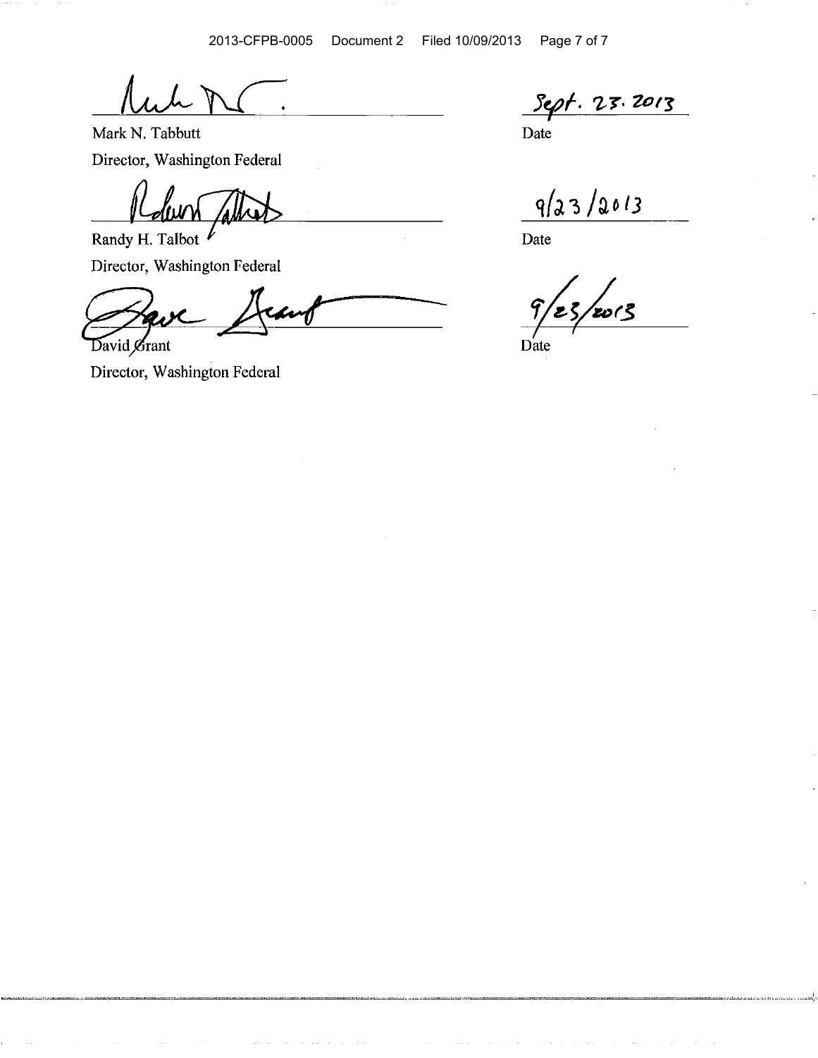Mark N. Tabbutt

Director, Washington Federal

Sept. 23. 2013

Date

Randy H. Talbot

Director, Washington Federal

9/23/2013

Date

David Grant

Director, Washington Federal

9/23/2013

Date